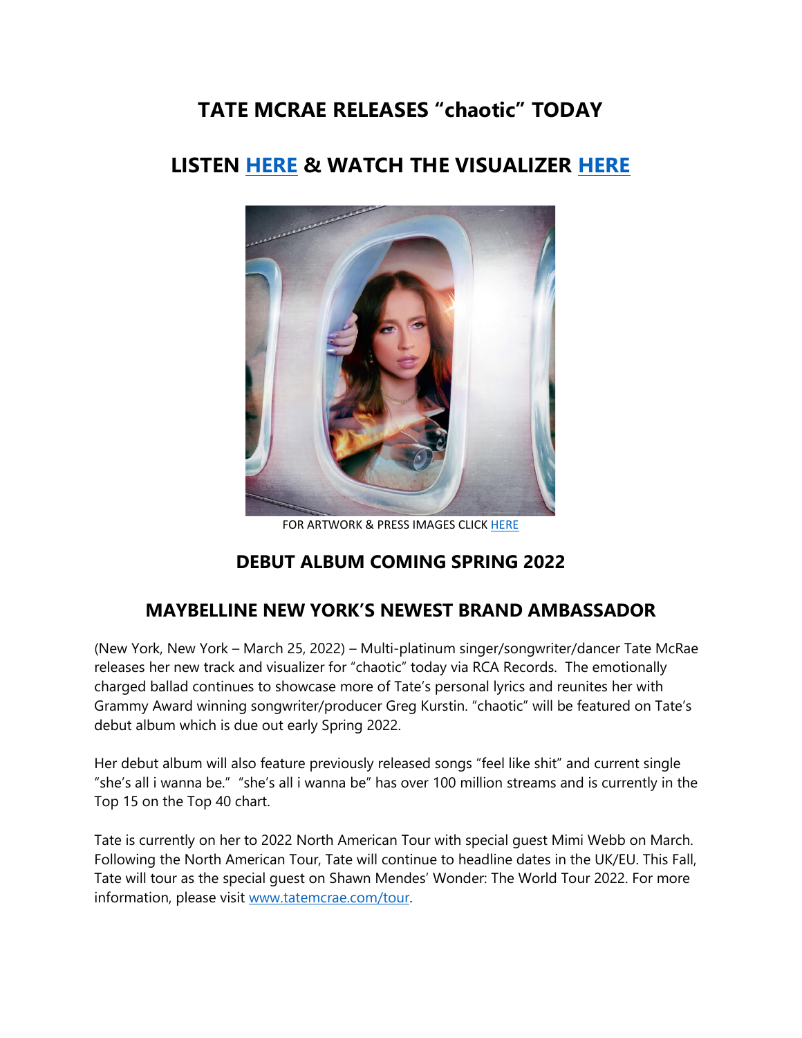# TATE MCRAE RELEASES "chaotic" TODAY

## LISTEN [HERE](#) & WATCH THE VISUALIZER [HERE](#)

FOR ARTWORK & PRESS IMAGES CLICK [HERE](#)

## DEBUT ALBUM COMING SPRING 2022

## MAYBELLINE NEW YORK'S NEWEST BRAND AMBASSADOR

(New York, New York – March 25, 2022) – Multi-platinum singer/songwriter/dancer Tate McRae releases her new track and visualizer for "chaotic" today via RCA Records. The emotionally charged ballad continues to showcase more of Tate's personal lyrics and reunites her with Grammy Award winning songwriter/producer Greg Kurstin. "chaotic" will be featured on Tate's debut album which is due out early Spring 2022.

Her debut album will also feature previously released songs "feel like shit" and current single "she's all i wanna be." "she's all i wanna be" has over 100 million streams and is currently in the Top 15 on the Top 40 chart.

Tate is currently on her to 2022 North American Tour with special guest Mimi Webb on March. Following the North American Tour, Tate will continue to headline dates in the UK/EU. This Fall, Tate will tour as the special guest on Shawn Mendes' Wonder: The World Tour 2022. For more information, please visit [www.tatemcrae.com/tour](http://www.tatemcrae.com/tour).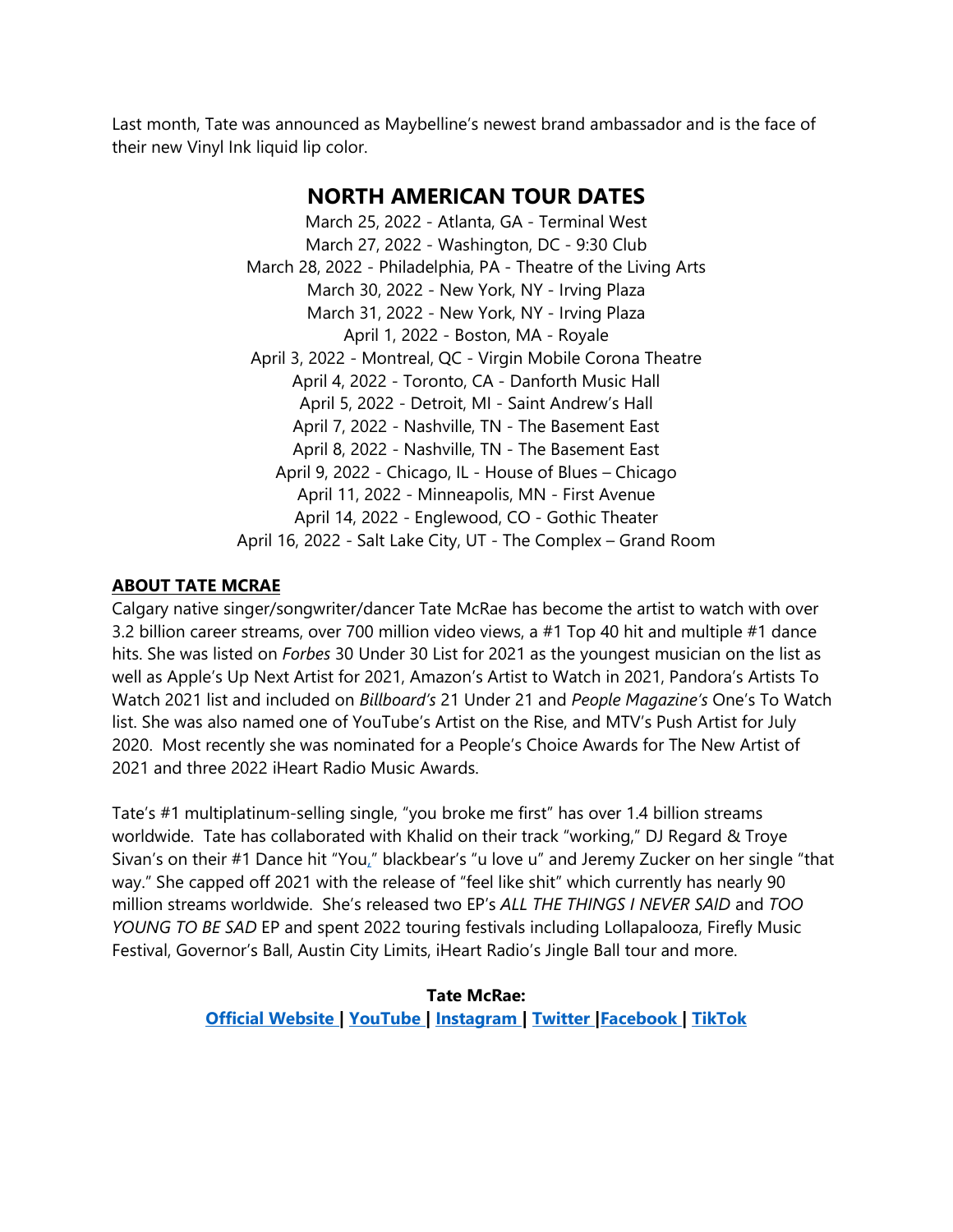Last month, Tate was announced as Maybelline's newest brand ambassador and is the face of their new Vinyl Ink liquid lip color.

## NORTH AMERICAN TOUR DATES

March 25, 2022 - Atlanta, GA - Terminal West
March 27, 2022 - Washington, DC - 9:30 Club
March 28, 2022 - Philadelphia, PA - Theatre of the Living Arts
March 30, 2022 - New York, NY - Irving Plaza
March 31, 2022 - New York, NY - Irving Plaza
April 1, 2022 - Boston, MA - Royale
April 3, 2022 - Montreal, QC - Virgin Mobile Corona Theatre
April 4, 2022 - Toronto, CA - Danforth Music Hall
April 5, 2022 - Detroit, MI - Saint Andrew's Hall
April 7, 2022 - Nashville, TN - The Basement East
April 8, 2022 - Nashville, TN - The Basement East
April 9, 2022 - Chicago, IL - House of Blues – Chicago
April 11, 2022 - Minneapolis, MN - First Avenue
April 14, 2022 - Englewood, CO - Gothic Theater
April 16, 2022 - Salt Lake City, UT - The Complex – Grand Room

**ABOUT TATE MCRAE**

Calgary native singer/songwriter/dancer Tate McRae has become the artist to watch with over 3.2 billion career streams, over 700 million video views, a #1 Top 40 hit and multiple #1 dance hits. She was listed on *Forbes* 30 Under 30 List for 2021 as the youngest musician on the list as well as Apple's Up Next Artist for 2021, Amazon's Artist to Watch in 2021, Pandora's Artists To Watch 2021 list and included on *Billboard's* 21 Under 21 and *People Magazine's* One's To Watch list. She was also named one of YouTube's Artist on the Rise, and MTV's Push Artist for July 2020. Most recently she was nominated for a People's Choice Awards for The New Artist of 2021 and three 2022 iHeart Radio Music Awards.

Tate's #1 multiplatinum-selling single, "you broke me first" has over 1.4 billion streams worldwide. Tate has collaborated with Khalid on their track "working," DJ Regard & Troye Sivan's on their #1 Dance hit "You," blackbear's "u love u" and Jeremy Zucker on her single "that way." She capped off 2021 with the release of "feel like shit" which currently has nearly 90 million streams worldwide. She's released two EP's *ALL THE THINGS I NEVER SAID* and *TOO YOUNG TO BE SAD* EP and spent 2022 touring festivals including Lollapalooza, Firefly Music Festival, Governor's Ball, Austin City Limits, iHeart Radio's Jingle Ball tour and more.

**Tate McRae:**
**Official Website | YouTube | Instagram | Twitter | Facebook | TikTok**